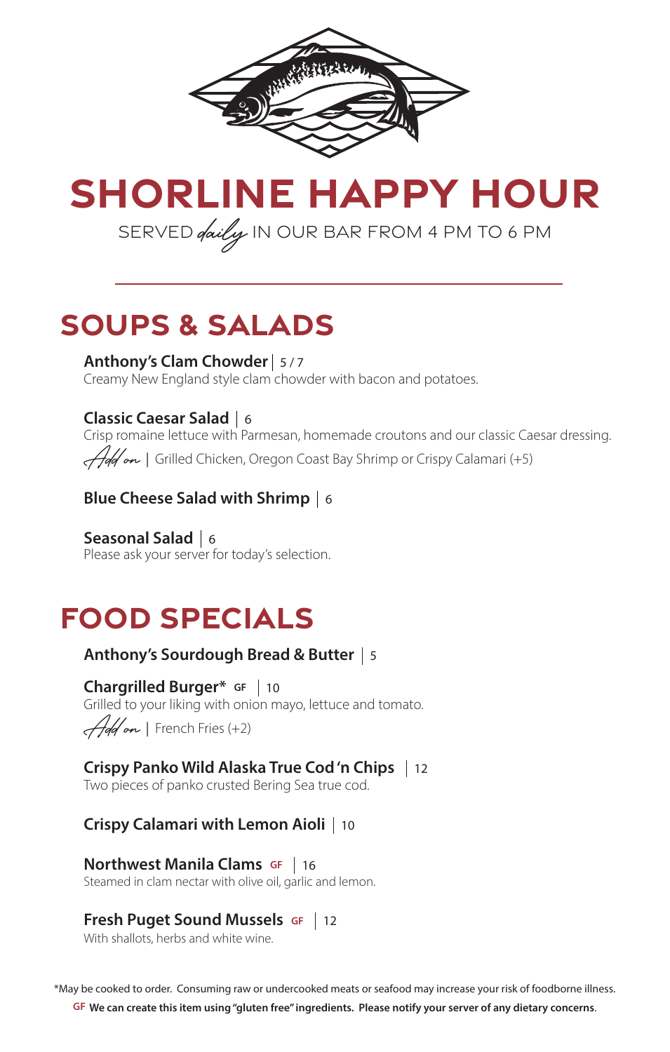# SHORLINE HAPPY HOUR

SERVED *daily* IN OUR BAR FROM 4 PM TO 6 PM

## SOUPS & SALADS

**Anthony's Clam Chowder** | 5 / 7
Creamy New England style clam chowder with bacon and potatoes.

**Classic Caesar Salad** | 6
Crisp romaine lettuce with Parmesan, homemade croutons and our classic Caesar dressing.
*Add on* | Grilled Chicken, Oregon Coast Bay Shrimp or Crispy Calamari (+5)

**Blue Cheese Salad with Shrimp** | 6

**Seasonal Salad** | 6
Please ask your server for today's selection.

## FOOD SPECIALS

**Anthony's Sourdough Bread & Butter** | 5

**Chargrilled Burger*** GF | 10
Grilled to your liking with onion mayo, lettuce and tomato.
*Add on* | French Fries (+2)

**Crispy Panko Wild Alaska True Cod 'n Chips** | 12
Two pieces of panko crusted Bering Sea true cod.

**Crispy Calamari with Lemon Aioli** | 10

**Northwest Manila Clams** GF | 16
Steamed in clam nectar with olive oil, garlic and lemon.

**Fresh Puget Sound Mussels** GF | 12
With shallots, herbs and white wine.

*May be cooked to order. Consuming raw or undercooked meats or seafood may increase your risk of foodborne illness.

GF **We can create this item using "gluten free" ingredients. Please notify your server of any dietary concerns.**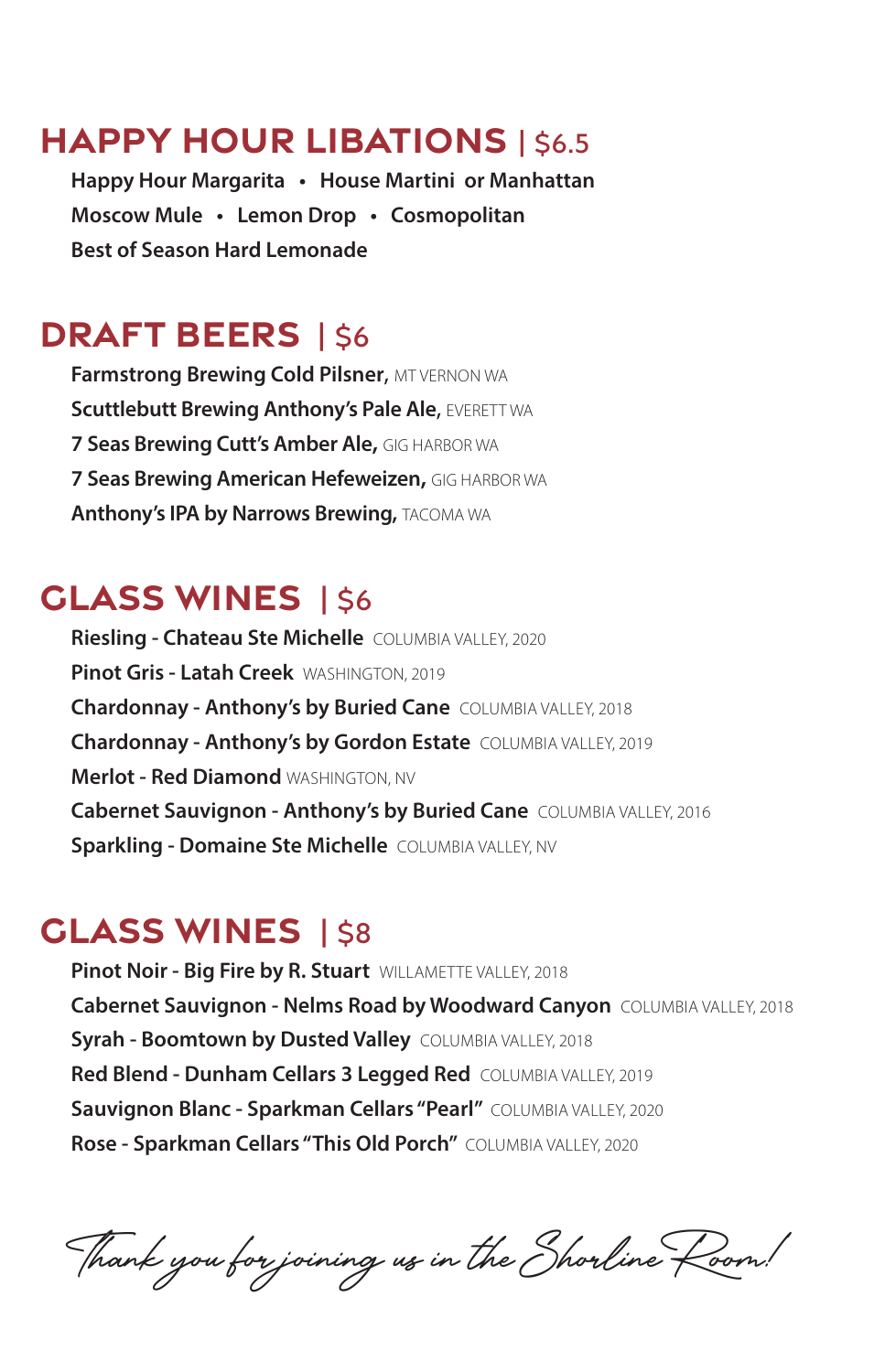## HAPPY HOUR LIBATIONS | $6.5

**Happy Hour Margarita • House Martini or Manhattan**
**Moscow Mule • Lemon Drop • Cosmopolitan**
**Best of Season Hard Lemonade**

## DRAFT BEERS | $6

**Farmstrong Brewing Cold Pilsner,** MT VERNON WA
**Scuttlebutt Brewing Anthony's Pale Ale,** EVERETT WA
**7 Seas Brewing Cutt's Amber Ale,** GIG HARBOR WA
**7 Seas Brewing American Hefeweizen,** GIG HARBOR WA
**Anthony's IPA by Narrows Brewing,** TACOMA WA

## GLASS WINES | $6

**Riesling - Chateau Ste Michelle** COLUMBIA VALLEY, 2020
**Pinot Gris - Latah Creek** WASHINGTON, 2019
**Chardonnay - Anthony's by Buried Cane** COLUMBIA VALLEY, 2018
**Chardonnay - Anthony's by Gordon Estate** COLUMBIA VALLEY, 2019
**Merlot - Red Diamond** WASHINGTON, NV
**Cabernet Sauvignon - Anthony's by Buried Cane** COLUMBIA VALLEY, 2016
**Sparkling - Domaine Ste Michelle** COLUMBIA VALLEY, NV

## GLASS WINES | $8

**Pinot Noir - Big Fire by R. Stuart** WILLAMETTE VALLEY, 2018
**Cabernet Sauvignon - Nelms Road by Woodward Canyon** COLUMBIA VALLEY, 2018
**Syrah - Boomtown by Dusted Valley** COLUMBIA VALLEY, 2018
**Red Blend - Dunham Cellars 3 Legged Red** COLUMBIA VALLEY, 2019
**Sauvignon Blanc - Sparkman Cellars "Pearl"** COLUMBIA VALLEY, 2020
**Rose - Sparkman Cellars "This Old Porch"** COLUMBIA VALLEY, 2020

*Thank you for joining us in the Shorline Room!*